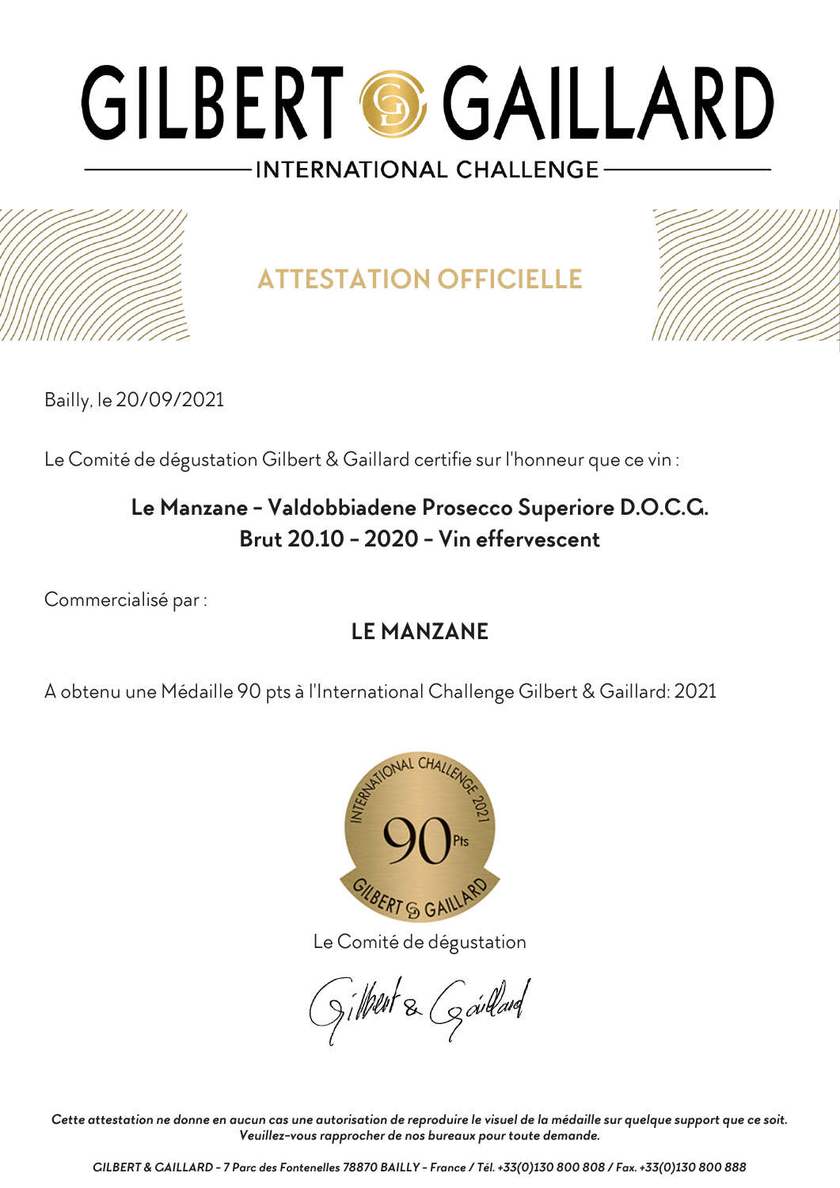# GILBERT & GAILLARD

INTERNATIONAL CHALLENGE

## ATTESTATION OFFICIELLE

Bailly, le 20/09/2021

Le Comité de dégustation Gilbert & Gaillard certifie sur l'honneur que ce vin :

**Le Manzane - Valdobbiadene Prosecco Superiore D.O.C.G.**
**Brut 20.10 - 2020 - Vin effervescent**

Commercialisé par :

**LE MANZANE**

A obtenu une Médaille 90 pts à l'International Challenge Gilbert & Gaillard: 2021

Le Comité de dégustation

Gilbert & Gaillard

*Cette attestation ne donne en aucun cas une autorisation de reproduire le visuel de la médaille sur quelque support que ce soit. Veuillez-vous rapprocher de nos bureaux pour toute demande.*

*GILBERT & GAILLARD - 7 Parc des Fontenelles 78870 BAILLY - France / Tél. +33(0)130 800 808 / Fax. +33(0)130 800 888*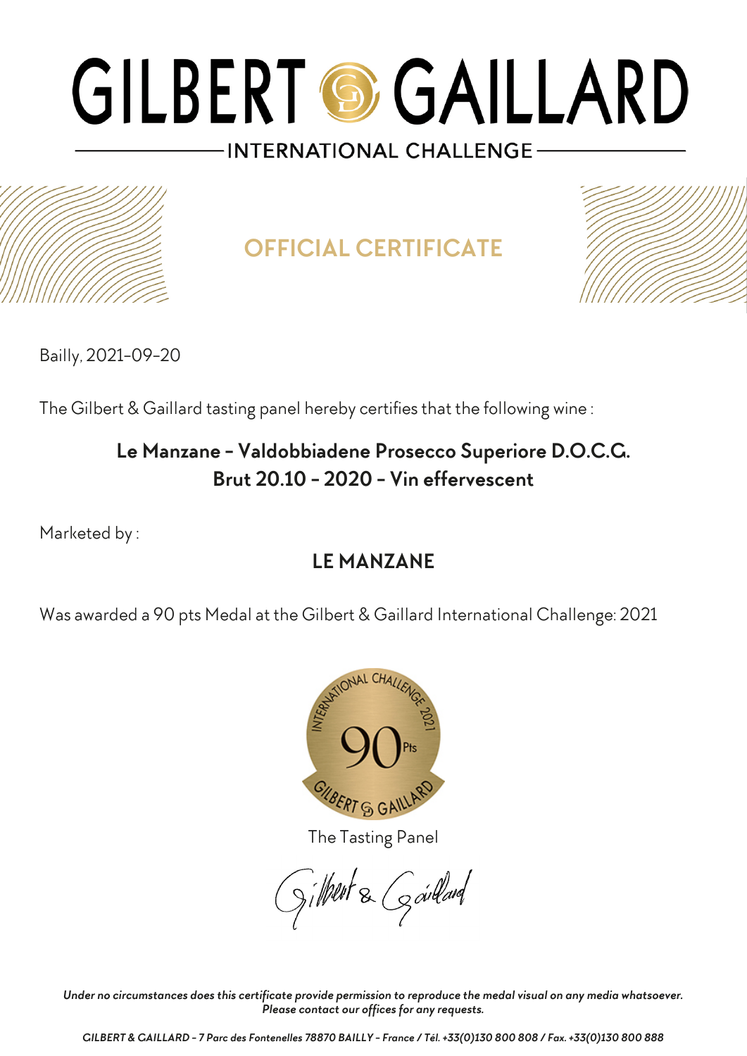# GILBERT & GAILLARD

INTERNATIONAL CHALLENGE

## OFFICIAL CERTIFICATE

Bailly, 2021-09-20

The Gilbert & Gaillard tasting panel hereby certifies that the following wine :

**Le Manzane - Valdobbiadene Prosecco Superiore D.O.C.G.**
**Brut 20.10 - 2020 - Vin effervescent**

Marketed by :

**LE MANZANE**

Was awarded a 90 pts Medal at the Gilbert & Gaillard International Challenge: 2021

INTERNATIONAL CHALLENGE 2021
90 Pts
GILBERT & GAILLARD

The Tasting Panel

Gilbert & Gaillard

*Under no circumstances does this certificate provide permission to reproduce the medal visual on any media whatsoever.*
*Please contact our offices for any requests.*

*GILBERT & GAILLARD - 7 Parc des Fontenelles 78870 BAILLY - France / Tél. +33(0)130 800 808 / Fax. +33(0)130 800 888*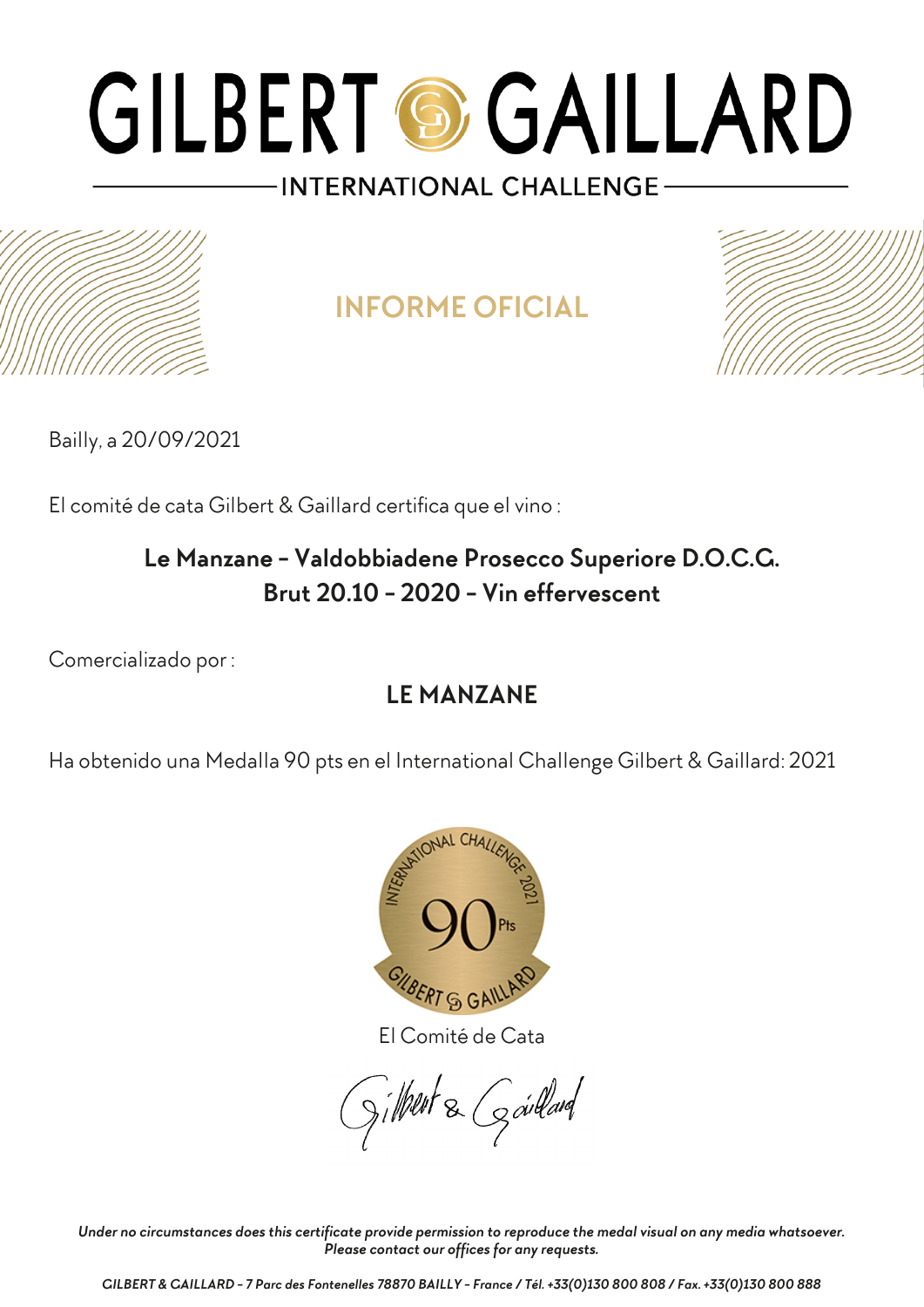# GILBERT GAILLARD

INTERNATIONAL CHALLENGE

## INFORME OFICIAL

Bailly, a 20/09/2021

El comité de cata Gilbert & Gaillard certifica que el vino :

**Le Manzane - Valdobbiadene Prosecco Superiore D.O.C.G. Brut 20.10 - 2020 - Vin effervescent**

Comercializado por :

**LE MANZANE**

Ha obtenido una Medalla 90 pts en el International Challenge Gilbert & Gaillard: 2021

El Comité de Cata

*Under no circumstances does this certificate provide permission to reproduce the medal visual on any media whatsoever. Please contact our offices for any requests.*

*GILBERT & GAILLARD - 7 Parc des Fontenelles 78870 BAILLY - France / Tél. +33(0)130 800 808 / Fax. +33(0)130 800 888*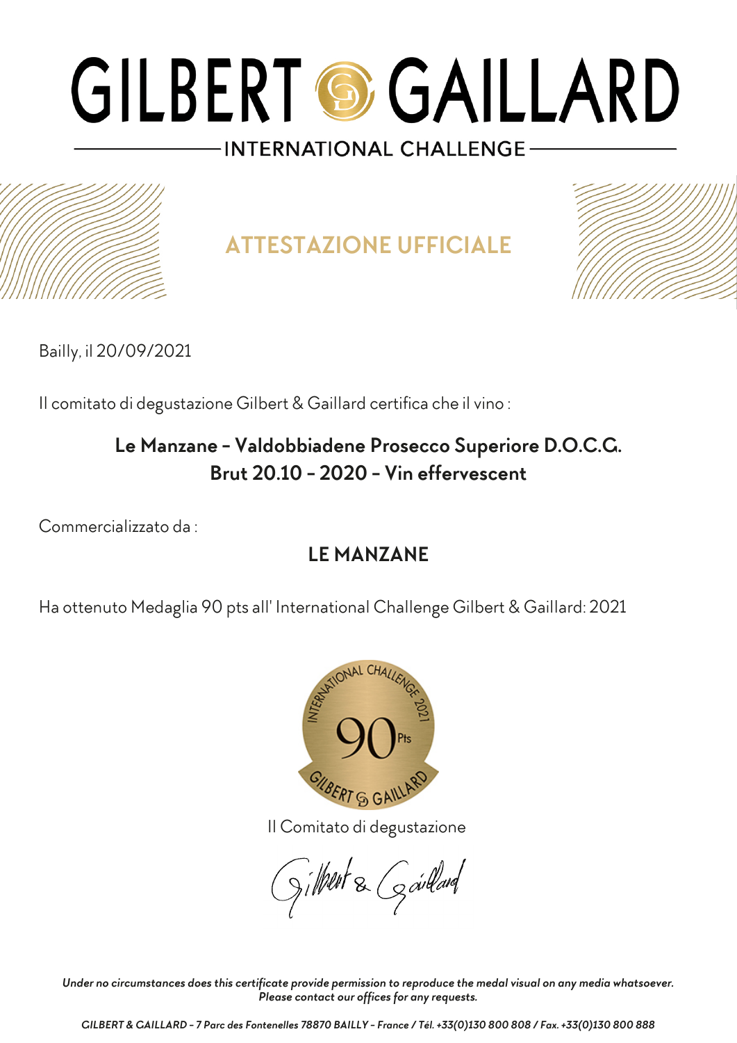# GILBERT GAILLARD

INTERNATIONAL CHALLENGE

## ATTESTAZIONE UFFICIALE

Bailly, il 20/09/2021

Il comitato di degustazione Gilbert & Gaillard certifica che il vino :

**Le Manzane - Valdobbiadene Prosecco Superiore D.O.C.G.**
**Brut 20.10 - 2020 - Vin effervescent**

Commercializzato da :

**LE MANZANE**

Ha ottenuto Medaglia 90 pts all' International Challenge Gilbert & Gaillard: 2021

INTERNATIONAL CHALLENGE 2021
90 Pts
GILBERT GAILLARD

Il Comitato di degustazione

Gilbert & Gaillard

*Under no circumstances does this certificate provide permission to reproduce the medal visual on any media whatsoever. Please contact our offices for any requests.*

*GILBERT & GAILLARD - 7 Parc des Fontenelles 78870 BAILLY - France / Tél. +33(0)130 800 808 / Fax. +33(0)130 800 888*